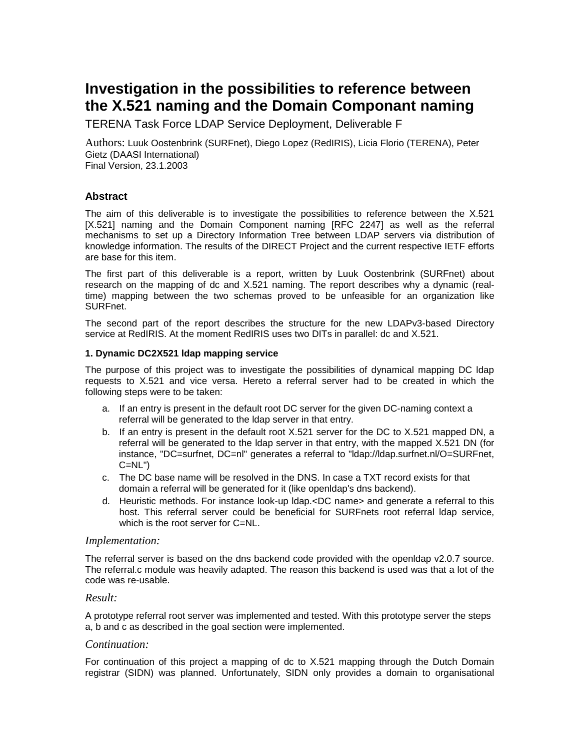# Investigation in the possibilities to reference between the X.521 naming and the Domain Componant naming

TERENA Task Force LDAP Service Deployment, Deliverable F

Authors: Luuk Oostenbrink (SURFnet), Diego Lopez (RedIRIS), Licia Florio (TERENA), Peter Gietz (DAASI International)
Final Version, 23.1.2003

### Abstract

The aim of this deliverable is to investigate the possibilities to reference between the X.521 [X.521] naming and the Domain Component naming [RFC 2247] as well as the referral mechanisms to set up a Directory Information Tree between LDAP servers via distribution of knowledge information. The results of the DIRECT Project and the current respective IETF efforts are base for this item.

The first part of this deliverable is a report, written by Luuk Oostenbrink (SURFnet) about research on the mapping of dc and X.521 naming. The report describes why a dynamic (real-time) mapping between the two schemas proved to be unfeasible for an organization like SURFnet.

The second part of the report describes the structure for the new LDAPv3-based Directory service at RedIRIS. At the moment RedIRIS uses two DITs in parallel: dc and X.521.

#### 1. Dynamic DC2X521 ldap mapping service

The purpose of this project was to investigate the possibilities of dynamical mapping DC ldap requests to X.521 and vice versa. Hereto a referral server had to be created in which the following steps were to be taken:

a. If an entry is present in the default root DC server for the given DC-naming context a referral will be generated to the ldap server in that entry.
b. If an entry is present in the default root X.521 server for the DC to X.521 mapped DN, a referral will be generated to the ldap server in that entry, with the mapped X.521 DN (for instance, "DC=surfnet, DC=nl" generates a referral to "ldap://ldap.surfnet.nl/O=SURFnet, C=NL")
c. The DC base name will be resolved in the DNS. In case a TXT record exists for that domain a referral will be generated for it (like openldap's dns backend).
d. Heuristic methods. For instance look-up ldap.<DC name> and generate a referral to this host. This referral server could be beneficial for SURFnets root referral ldap service, which is the root server for C=NL.

*Implementation:*

The referral server is based on the dns backend code provided with the openldap v2.0.7 source. The referral.c module was heavily adapted. The reason this backend is used was that a lot of the code was re-usable.

*Result:*

A prototype referral root server was implemented and tested. With this prototype server the steps a, b and c as described in the goal section were implemented.

*Continuation:*

For continuation of this project a mapping of dc to X.521 mapping through the Dutch Domain registrar (SIDN) was planned. Unfortunately, SIDN only provides a domain to organisational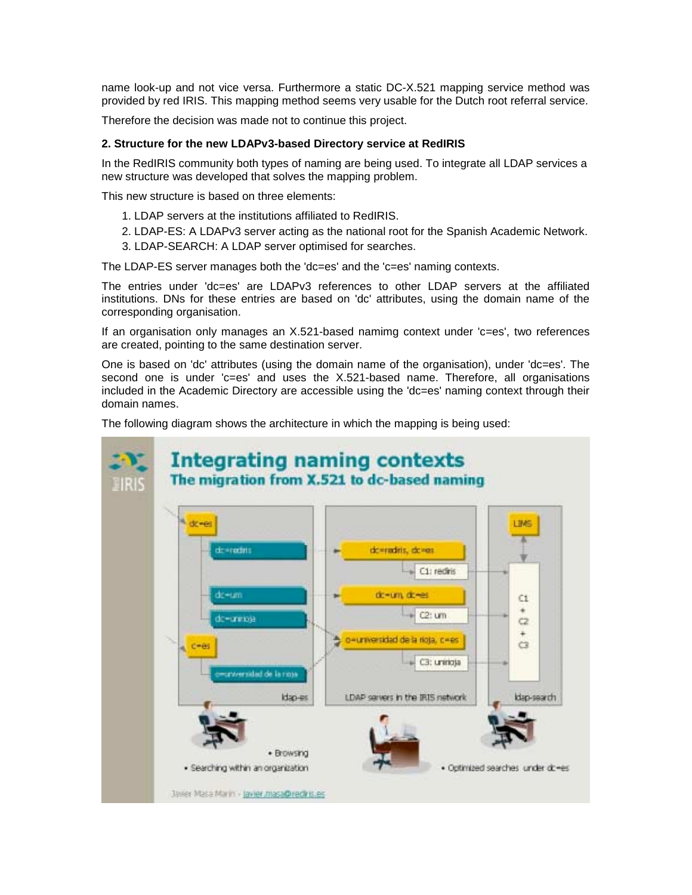name look-up and not vice versa. Furthermore a static DC-X.521 mapping service method was provided by red IRIS. This mapping method seems very usable for the Dutch root referral service.

Therefore the decision was made not to continue this project.

**2. Structure for the new LDAPv3-based Directory service at RedIRIS**

In the RedIRIS community both types of naming are being used. To integrate all LDAP services a new structure was developed that solves the mapping problem.

This new structure is based on three elements:

1. LDAP servers at the institutions affiliated to RedIRIS.
2. LDAP-ES: A LDAPv3 server acting as the national root for the Spanish Academic Network.
3. LDAP-SEARCH: A LDAP server optimised for searches.

The LDAP-ES server manages both the 'dc=es' and the 'c=es' naming contexts.

The entries under 'dc=es' are LDAPv3 references to other LDAP servers at the affiliated institutions. DNs for these entries are based on 'dc' attributes, using the domain name of the corresponding organisation.

If an organisation only manages an X.521-based namimg context under 'c=es', two references are created, pointing to the same destination server.

One is based on 'dc' attributes (using the domain name of the organisation), under 'dc=es'. The second one is under 'c=es' and uses the X.521-based name. Therefore, all organisations included in the Academic Directory are accessible using the 'dc=es' naming context through their domain names.

The following diagram shows the architecture in which the mapping is being used: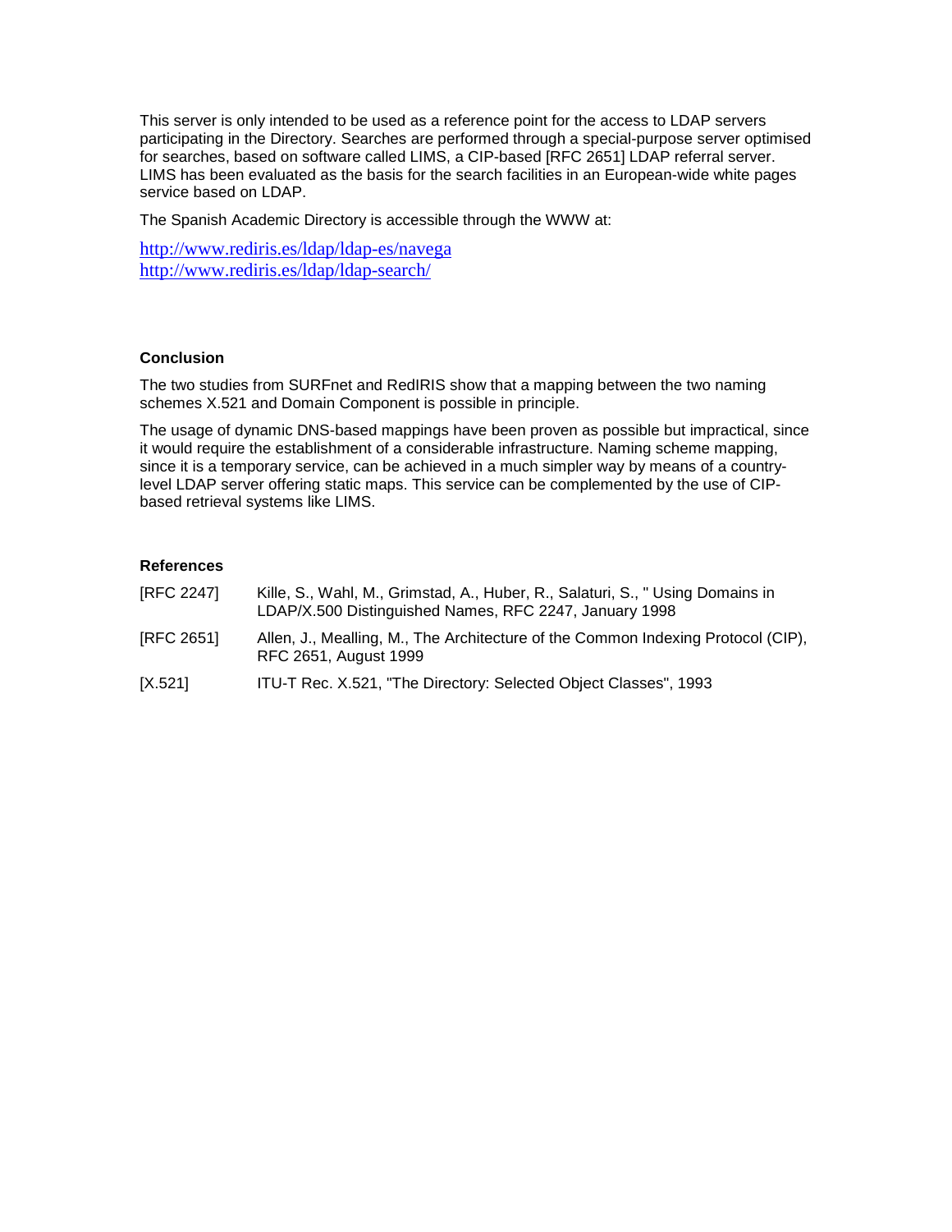This server is only intended to be used as a reference point for the access to LDAP servers participating in the Directory. Searches are performed through a special-purpose server optimised for searches, based on software called LIMS, a CIP-based [RFC 2651] LDAP referral server. LIMS has been evaluated as the basis for the search facilities in an European-wide white pages service based on LDAP.

The Spanish Academic Directory is accessible through the WWW at:

http://www.rediris.es/ldap/ldap-es/navega
http://www.rediris.es/ldap/ldap-search/

### Conclusion

The two studies from SURFnet and RedIRIS show that a mapping between the two naming schemes X.521 and Domain Component is possible in principle.

The usage of dynamic DNS-based mappings have been proven as possible but impractical, since it would require the establishment of a considerable infrastructure. Naming scheme mapping, since it is a temporary service, can be achieved in a much simpler way by means of a country-level LDAP server offering static maps. This service can be complemented by the use of CIP-based retrieval systems like LIMS.

### References

[RFC 2247] Kille, S., Wahl, M., Grimstad, A., Huber, R., Salaturi, S., " Using Domains in LDAP/X.500 Distinguished Names, RFC 2247, January 1998

[RFC 2651] Allen, J., Mealling, M., The Architecture of the Common Indexing Protocol (CIP), RFC 2651, August 1999

[X.521] ITU-T Rec. X.521, "The Directory: Selected Object Classes", 1993